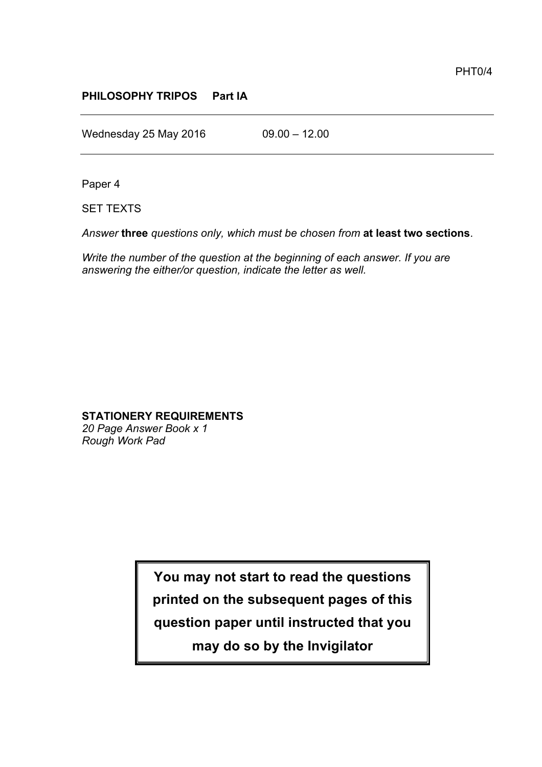PHT0/4

**PHILOSOPHY TRIPOS Part IA**

---

Wednesday 25 May 2016 09.00 – 12.00

---

Paper 4

SET TEXTS

*Answer* **three** *questions only, which must be chosen from* **at least two sections**.

*Write the number of the question at the beginning of each answer. If you are answering the either/or question, indicate the letter as well.*

**STATIONERY REQUIREMENTS**
*20 Page Answer Book x 1*
*Rough Work Pad*

**You may not start to read the questions printed on the subsequent pages of this question paper until instructed that you may do so by the Invigilator**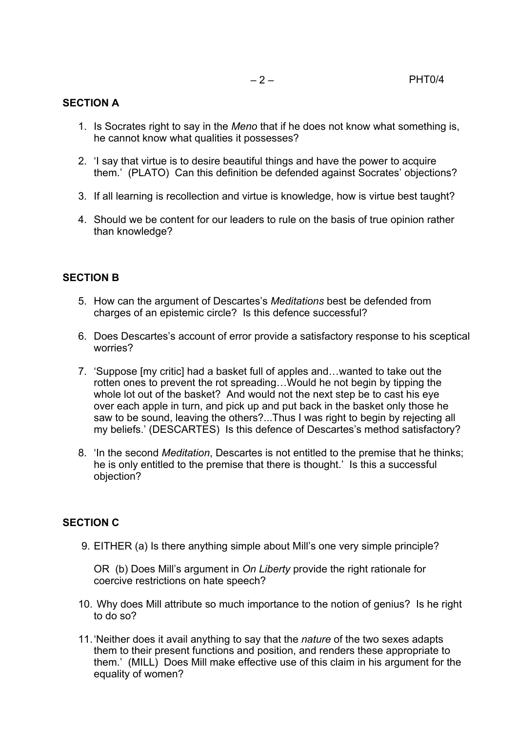## SECTION A

1. Is Socrates right to say in the *Meno* that if he does not know what something is, he cannot know what qualities it possesses?

2. 'I say that virtue is to desire beautiful things and have the power to acquire them.' (PLATO) Can this definition be defended against Socrates' objections?

3. If all learning is recollection and virtue is knowledge, how is virtue best taught?

4. Should we be content for our leaders to rule on the basis of true opinion rather than knowledge?

## SECTION B

5. How can the argument of Descartes's *Meditations* best be defended from charges of an epistemic circle? Is this defence successful?

6. Does Descartes's account of error provide a satisfactory response to his sceptical worries?

7. 'Suppose [my critic] had a basket full of apples and…wanted to take out the rotten ones to prevent the rot spreading…Would he not begin by tipping the whole lot out of the basket? And would not the next step be to cast his eye over each apple in turn, and pick up and put back in the basket only those he saw to be sound, leaving the others?...Thus I was right to begin by rejecting all my beliefs.' (DESCARTES) Is this defence of Descartes's method satisfactory?

8. 'In the second *Meditation*, Descartes is not entitled to the premise that he thinks; he is only entitled to the premise that there is thought.' Is this a successful objection?

## SECTION C

9. EITHER (a) Is there anything simple about Mill's one very simple principle?

   OR (b) Does Mill's argument in *On Liberty* provide the right rationale for coercive restrictions on hate speech?

10. Why does Mill attribute so much importance to the notion of genius? Is he right to do so?

11. 'Neither does it avail anything to say that the *nature* of the two sexes adapts them to their present functions and position, and renders these appropriate to them.' (MILL) Does Mill make effective use of this claim in his argument for the equality of women?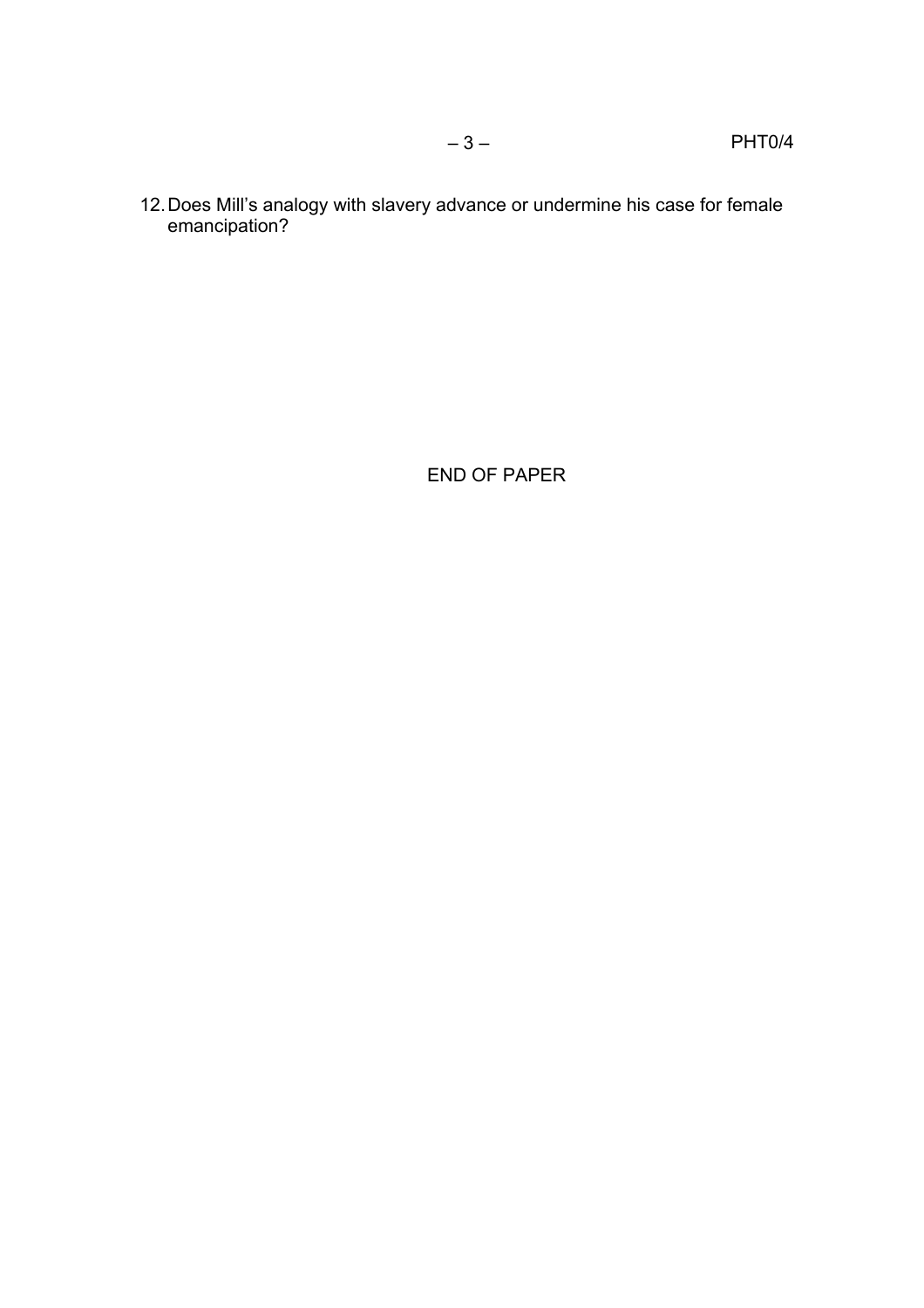12. Does Mill’s analogy with slavery advance or undermine his case for female emancipation?

END OF PAPER